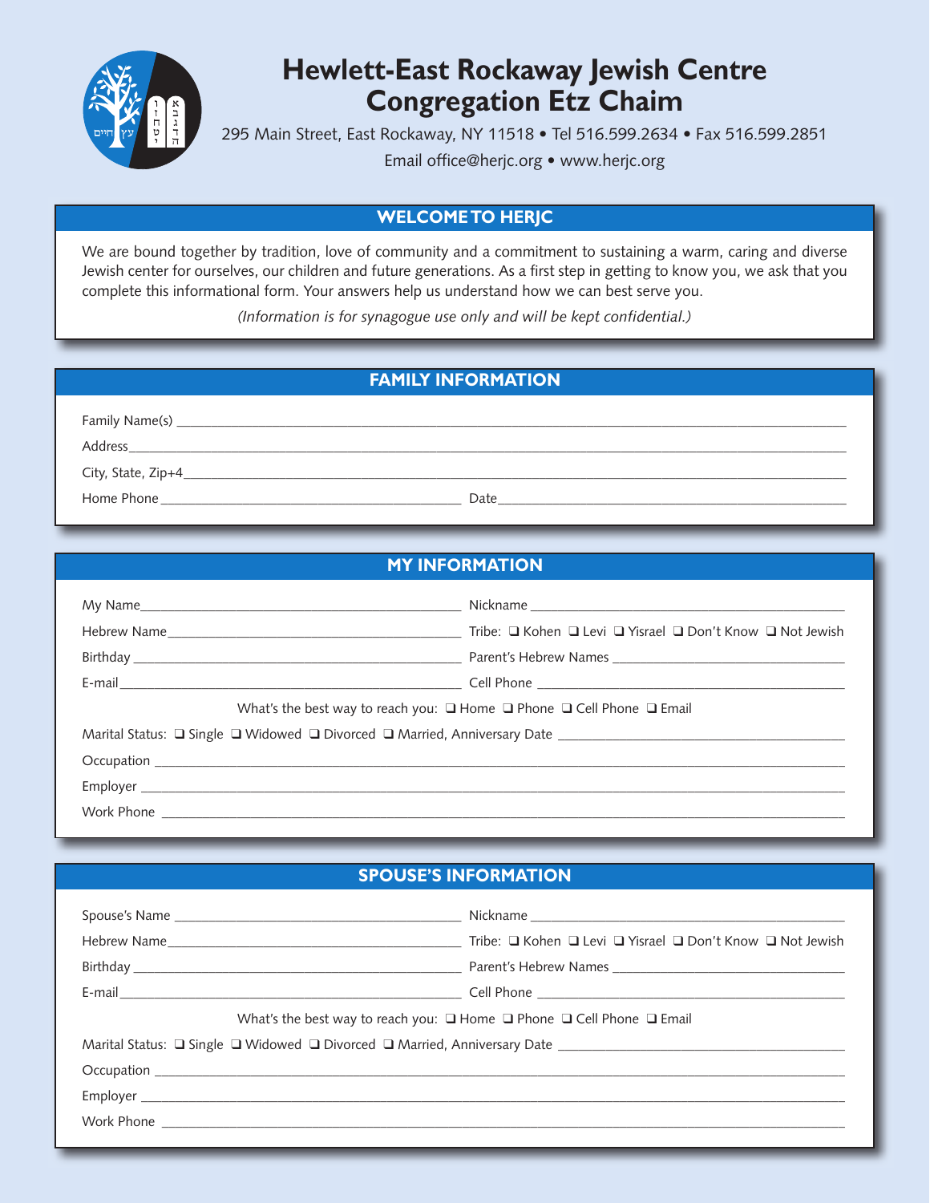# Hewlett-East Rockaway Jewish Centre
# Congregation Etz Chaim

295 Main Street, East Rockaway, NY 11518 • Tel 516.599.2634 • Fax 516.599.2851

Email office@herjc.org • www.herjc.org

## WELCOME TO HERJC

We are bound together by tradition, love of community and a commitment to sustaining a warm, caring and diverse Jewish center for ourselves, our children and future generations. As a first step in getting to know you, we ask that you complete this informational form. Your answers help us understand how we can best serve you.

*(Information is for synagogue use only and will be kept confidential.)*

## FAMILY INFORMATION

Family Name(s) \_\_\_\_\_\_\_\_\_\_\_\_\_\_\_\_\_\_\_\_\_\_\_\_\_\_\_\_\_\_\_\_\_\_\_\_\_\_\_\_

Address \_\_\_\_\_\_\_\_\_\_\_\_\_\_\_\_\_\_\_\_\_\_\_\_\_\_\_\_\_\_\_\_\_\_\_\_\_\_\_\_

City, State, Zip+4 \_\_\_\_\_\_\_\_\_\_\_\_\_\_\_\_\_\_\_\_\_\_\_\_\_\_\_\_\_\_\_\_\_\_\_\_\_\_\_\_

Home Phone \_\_\_\_\_\_\_\_\_\_\_\_\_\_\_\_\_\_\_\_ Date \_\_\_\_\_\_\_\_\_\_\_\_\_\_\_\_\_\_\_\_

## MY INFORMATION

My Name \_\_\_\_\_\_\_\_\_\_\_\_\_\_\_\_\_\_\_\_ Nickname \_\_\_\_\_\_\_\_\_\_\_\_\_\_\_\_\_\_\_\_

Hebrew Name \_\_\_\_\_\_\_\_\_\_\_\_\_\_\_\_\_\_\_\_ Tribe: ❑ Kohen ❑ Levi ❑ Yisrael ❑ Don't Know ❑ Not Jewish

Birthday \_\_\_\_\_\_\_\_\_\_\_\_\_\_\_\_\_\_\_\_ Parent's Hebrew Names \_\_\_\_\_\_\_\_\_\_\_\_\_\_\_\_\_\_\_\_

E-mail \_\_\_\_\_\_\_\_\_\_\_\_\_\_\_\_\_\_\_\_ Cell Phone \_\_\_\_\_\_\_\_\_\_\_\_\_\_\_\_\_\_\_\_

What's the best way to reach you: ❑ Home ❑ Phone ❑ Cell Phone ❑ Email

Marital Status: ❑ Single ❑ Widowed ❑ Divorced ❑ Married, Anniversary Date \_\_\_\_\_\_\_\_\_\_\_\_\_\_\_\_\_\_\_\_

Occupation \_\_\_\_\_\_\_\_\_\_\_\_\_\_\_\_\_\_\_\_\_\_\_\_\_\_\_\_\_\_\_\_\_\_\_\_\_\_\_\_

Employer \_\_\_\_\_\_\_\_\_\_\_\_\_\_\_\_\_\_\_\_\_\_\_\_\_\_\_\_\_\_\_\_\_\_\_\_\_\_\_\_

Work Phone \_\_\_\_\_\_\_\_\_\_\_\_\_\_\_\_\_\_\_\_\_\_\_\_\_\_\_\_\_\_\_\_\_\_\_\_\_\_\_\_

## SPOUSE'S INFORMATION

Spouse's Name \_\_\_\_\_\_\_\_\_\_\_\_\_\_\_\_\_\_\_\_ Nickname \_\_\_\_\_\_\_\_\_\_\_\_\_\_\_\_\_\_\_\_

Hebrew Name \_\_\_\_\_\_\_\_\_\_\_\_\_\_\_\_\_\_\_\_ Tribe: ❑ Kohen ❑ Levi ❑ Yisrael ❑ Don't Know ❑ Not Jewish

Birthday \_\_\_\_\_\_\_\_\_\_\_\_\_\_\_\_\_\_\_\_ Parent's Hebrew Names \_\_\_\_\_\_\_\_\_\_\_\_\_\_\_\_\_\_\_\_

E-mail \_\_\_\_\_\_\_\_\_\_\_\_\_\_\_\_\_\_\_\_ Cell Phone \_\_\_\_\_\_\_\_\_\_\_\_\_\_\_\_\_\_\_\_

What's the best way to reach you: ❑ Home ❑ Phone ❑ Cell Phone ❑ Email

Marital Status: ❑ Single ❑ Widowed ❑ Divorced ❑ Married, Anniversary Date \_\_\_\_\_\_\_\_\_\_\_\_\_\_\_\_\_\_\_\_

Occupation \_\_\_\_\_\_\_\_\_\_\_\_\_\_\_\_\_\_\_\_\_\_\_\_\_\_\_\_\_\_\_\_\_\_\_\_\_\_\_\_

Employer \_\_\_\_\_\_\_\_\_\_\_\_\_\_\_\_\_\_\_\_\_\_\_\_\_\_\_\_\_\_\_\_\_\_\_\_\_\_\_\_

Work Phone \_\_\_\_\_\_\_\_\_\_\_\_\_\_\_\_\_\_\_\_\_\_\_\_\_\_\_\_\_\_\_\_\_\_\_\_\_\_\_\_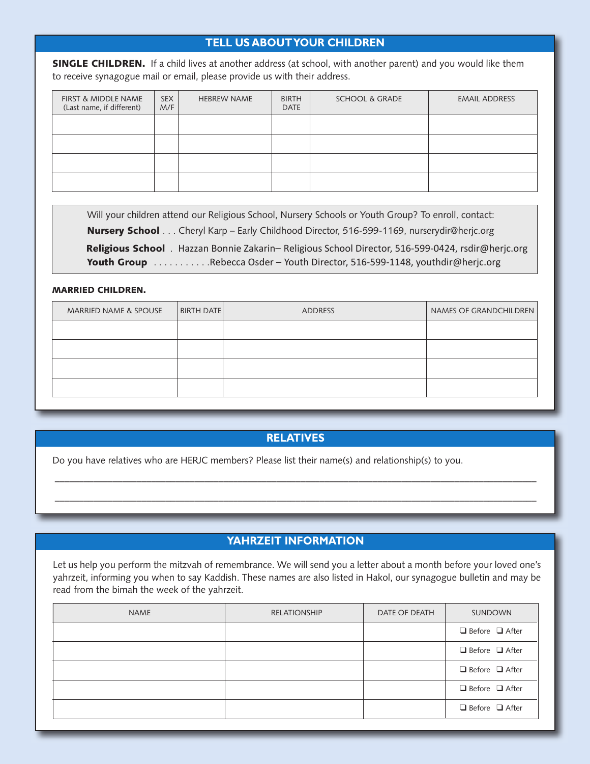## TELL US ABOUT YOUR CHILDREN

**SINGLE CHILDREN.** If a child lives at another address (at school, with another parent) and you would like them to receive synagogue mail or email, please provide us with their address.

| FIRST & MIDDLE NAME (Last name, if different) | SEX M/F | HEBREW NAME | BIRTH DATE | SCHOOL & GRADE | EMAIL ADDRESS |
|---|---|---|---|---|---|
| | | | | | |
| | | | | | |
| | | | | | |
| | | | | | |

Will your children attend our Religious School, Nursery Schools or Youth Group? To enroll, contact:

**Nursery School** . . . Cheryl Karp – Early Childhood Director, 516-599-1169, nurserydir@herjc.org

**Religious School** . Hazzan Bonnie Zakarin– Religious School Director, 516-599-0424, rsdir@herjc.org

**Youth Group** . . . . . . . . . . .Rebecca Osder – Youth Director, 516-599-1148, youthdir@herjc.org

**MARRIED CHILDREN.**

| MARRIED NAME & SPOUSE | BIRTH DATE | ADDRESS | NAMES OF GRANDCHILDREN |
|---|---|---|---|
| | | | |
| | | | |
| | | | |
| | | | |

## RELATIVES

Do you have relatives who are HERJC members? Please list their name(s) and relationship(s) to you.

_______________________________________________________________________________

_______________________________________________________________________________

## YAHRZEIT INFORMATION

Let us help you perform the mitzvah of remembrance. We will send you a letter about a month before your loved one's yahrzeit, informing you when to say Kaddish. These names are also listed in Hakol, our synagogue bulletin and may be read from the bimah the week of the yahrzeit.

| NAME | RELATIONSHIP | DATE OF DEATH | SUNDOWN |
|---|---|---|---|
| | | | ❑ Before ❑ After |
| | | | ❑ Before ❑ After |
| | | | ❑ Before ❑ After |
| | | | ❑ Before ❑ After |
| | | | ❑ Before ❑ After |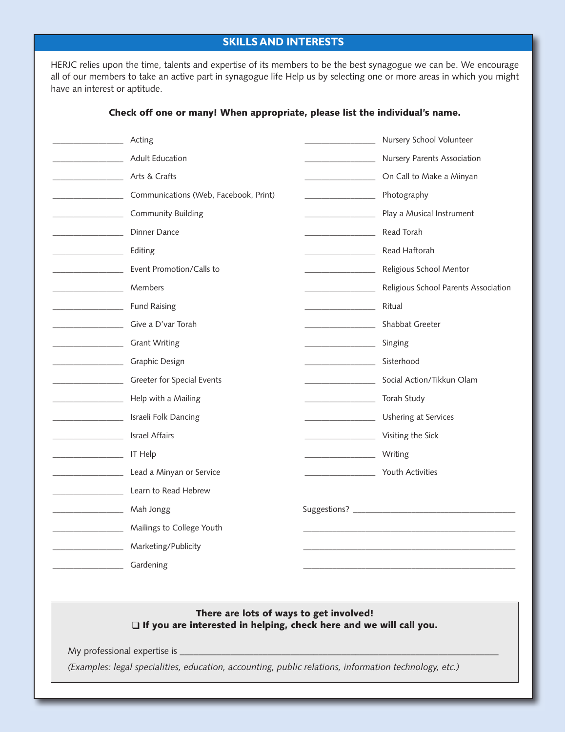## SKILLS AND INTERESTS

HERJC relies upon the time, talents and expertise of its members to be the best synagogue we can be. We encourage all of our members to take an active part in synagogue life Help us by selecting one or more areas in which you might have an interest or aptitude.

**Check off one or many! When appropriate, please list the individual's name.**

_______________ Acting

_______________ Adult Education

_______________ Arts & Crafts

_______________ Communications (Web, Facebook, Print)

_______________ Community Building

_______________ Dinner Dance

_______________ Editing

_______________ Event Promotion/Calls to

_______________ Members

_______________ Fund Raising

_______________ Give a D'var Torah

_______________ Grant Writing

_______________ Graphic Design

_______________ Greeter for Special Events

_______________ Help with a Mailing

_______________ Israeli Folk Dancing

_______________ Israel Affairs

_______________ IT Help

_______________ Lead a Minyan or Service

_______________ Learn to Read Hebrew

_______________ Mah Jongg

_______________ Mailings to College Youth

_______________ Marketing/Publicity

_______________ Gardening

_______________ Nursery School Volunteer

_______________ Nursery Parents Association

_______________ On Call to Make a Minyan

_______________ Photography

_______________ Play a Musical Instrument

_______________ Read Torah

_______________ Read Haftorah

_______________ Religious School Mentor

_______________ Religious School Parents Association

_______________ Ritual

_______________ Shabbat Greeter

_______________ Singing

_______________ Sisterhood

_______________ Social Action/Tikkun Olam

_______________ Torah Study

_______________ Ushering at Services

_______________ Visiting the Sick

_______________ Writing

_______________ Youth Activities

Suggestions? ____________________________________

________________________________________________

________________________________________________

________________________________________________

**There are lots of ways to get involved!**

**❑ If you are interested in helping, check here and we will call you.**

My professional expertise is ______________________________________________

*(Examples: legal specialities, education, accounting, public relations, information technology, etc.)*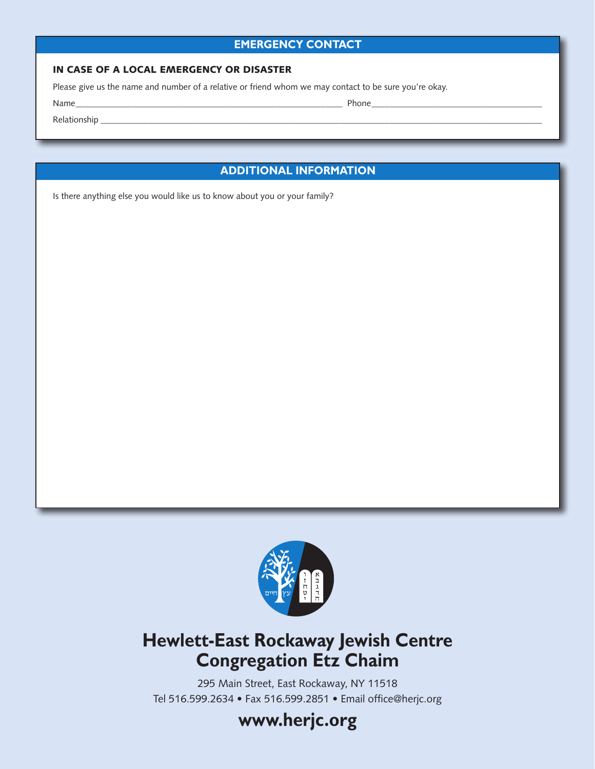## EMERGENCY CONTACT

### IN CASE OF A LOCAL EMERGENCY OR DISASTER

Please give us the name and number of a relative or friend whom we may contact to be sure you're okay.

Name____________________________________________________________ Phone______________________________________

Relationship ____________________________________________________________________________________________________

## ADDITIONAL INFORMATION

Is there anything else you would like us to know about you or your family?

# Hewlett-East Rockaway Jewish Centre
# Congregation Etz Chaim

295 Main Street, East Rockaway, NY 11518

Tel 516.599.2634 • Fax 516.599.2851 • Email office@herjc.org

## www.herjc.org